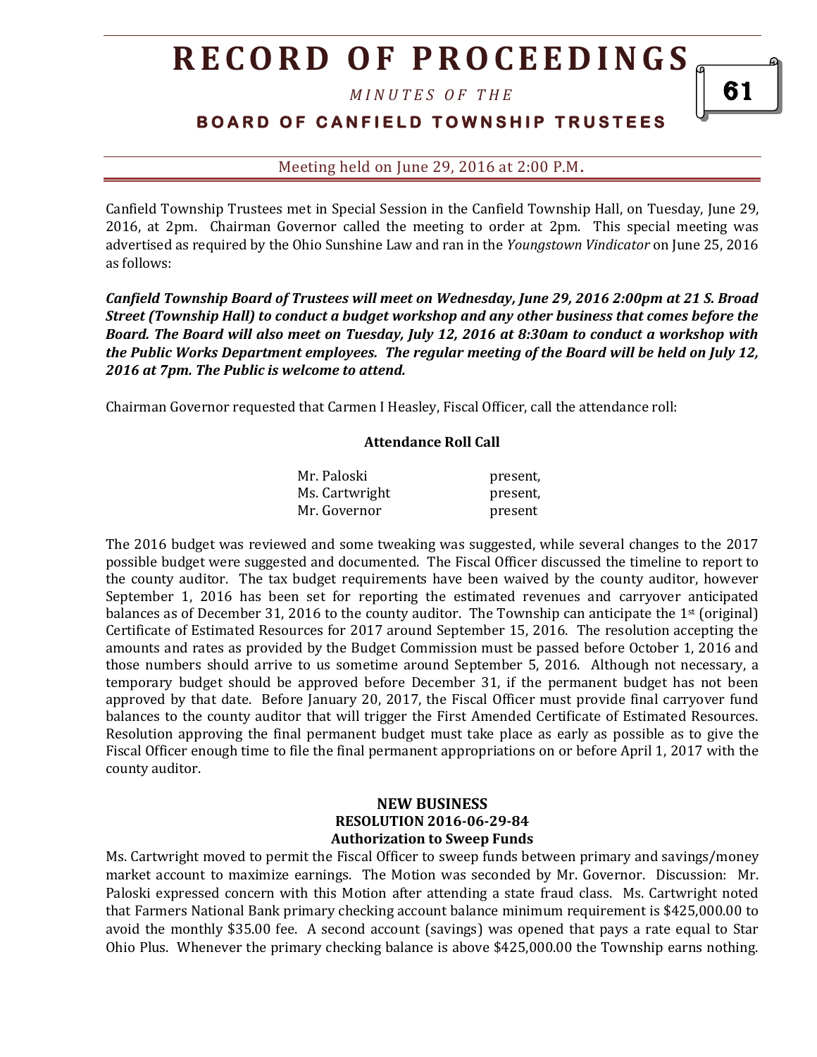Canfield Township Trustees met in Special Session in the Canfield Township Hall, on Tuesday, June 29, 2016, at 2pm. Chairman Governor called the meeting to order at 2pm. This special meeting was advertised as required by the Ohio Sunshine Law and ran in the *Youngstown Vindicator* on June 25, 2016 as follows:

***Canfield Township Board of Trustees will meet on Wednesday, June 29, 2016 2:00pm at 21 S. Broad Street (Township Hall) to conduct a budget workshop and any other business that comes before the Board. The Board will also meet on Tuesday, July 12, 2016 at 8:30am to conduct a workshop with the Public Works Department employees. The regular meeting of the Board will be held on July 12, 2016 at 7pm. The Public is welcome to attend.***

Chairman Governor requested that Carmen I Heasley, Fiscal Officer, call the attendance roll:

**Attendance Roll Call**

| | |
|---|---|
| Mr. Paloski | present, |
| Ms. Cartwright | present, |
| Mr. Governor | present |

The 2016 budget was reviewed and some tweaking was suggested, while several changes to the 2017 possible budget were suggested and documented. The Fiscal Officer discussed the timeline to report to the county auditor. The tax budget requirements have been waived by the county auditor, however September 1, 2016 has been set for reporting the estimated revenues and carryover anticipated balances as of December 31, 2016 to the county auditor. The Township can anticipate the 1st (original) Certificate of Estimated Resources for 2017 around September 15, 2016. The resolution accepting the amounts and rates as provided by the Budget Commission must be passed before October 1, 2016 and those numbers should arrive to us sometime around September 5, 2016. Although not necessary, a temporary budget should be approved before December 31, if the permanent budget has not been approved by that date. Before January 20, 2017, the Fiscal Officer must provide final carryover fund balances to the county auditor that will trigger the First Amended Certificate of Estimated Resources. Resolution approving the final permanent budget must take place as early as possible as to give the Fiscal Officer enough time to file the final permanent appropriations on or before April 1, 2017 with the county auditor.

**NEW BUSINESS**
**RESOLUTION 2016-06-29-84**
**Authorization to Sweep Funds**

Ms. Cartwright moved to permit the Fiscal Officer to sweep funds between primary and savings/money market account to maximize earnings. The Motion was seconded by Mr. Governor. Discussion: Mr. Paloski expressed concern with this Motion after attending a state fraud class. Ms. Cartwright noted that Farmers National Bank primary checking account balance minimum requirement is $425,000.00 to avoid the monthly $35.00 fee. A second account (savings) was opened that pays a rate equal to Star Ohio Plus. Whenever the primary checking balance is above $425,000.00 the Township earns nothing.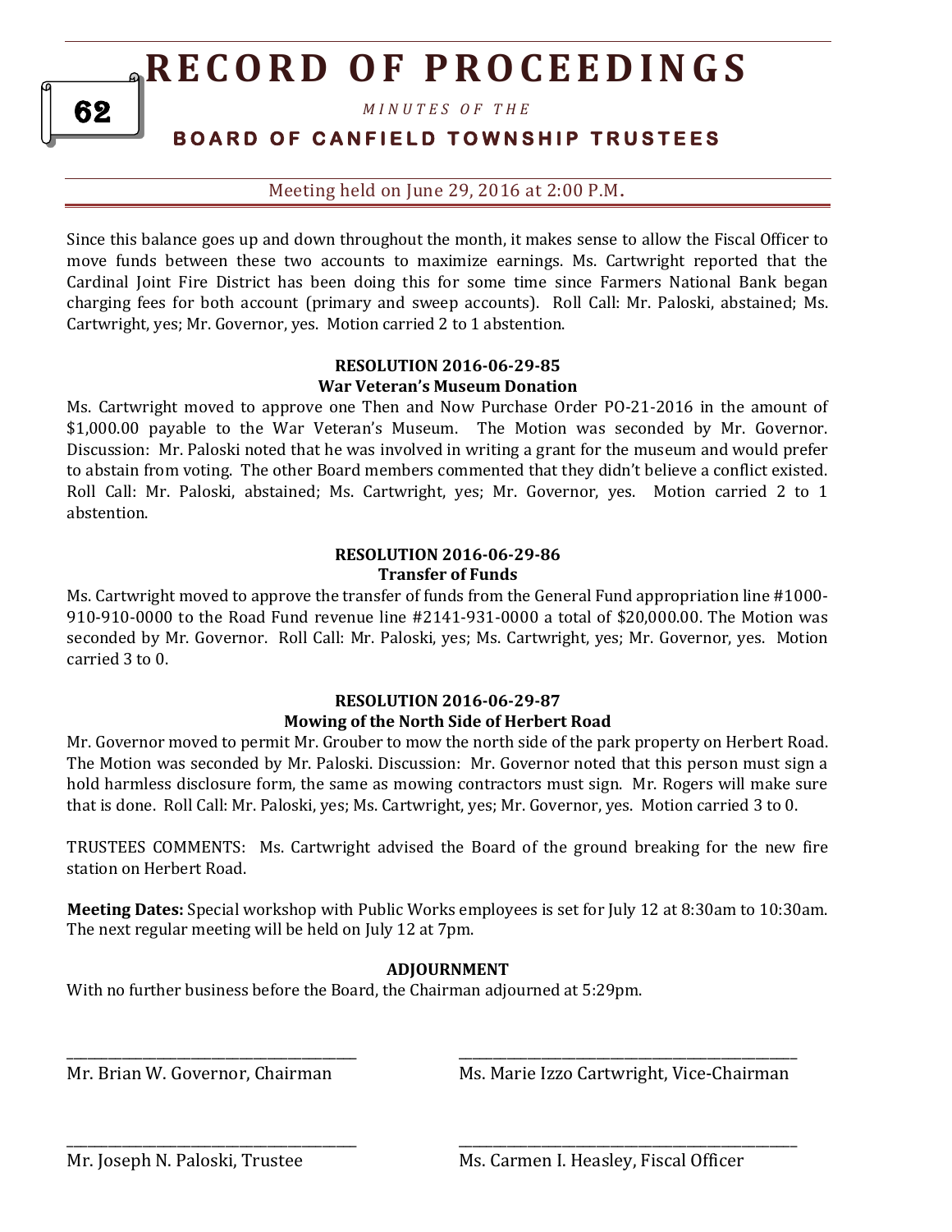Since this balance goes up and down throughout the month, it makes sense to allow the Fiscal Officer to move funds between these two accounts to maximize earnings. Ms. Cartwright reported that the Cardinal Joint Fire District has been doing this for some time since Farmers National Bank began charging fees for both account (primary and sweep accounts). Roll Call: Mr. Paloski, abstained; Ms. Cartwright, yes; Mr. Governor, yes. Motion carried 2 to 1 abstention.

**RESOLUTION 2016-06-29-85**
**War Veteran's Museum Donation**

Ms. Cartwright moved to approve one Then and Now Purchase Order PO-21-2016 in the amount of $1,000.00 payable to the War Veteran's Museum. The Motion was seconded by Mr. Governor. Discussion: Mr. Paloski noted that he was involved in writing a grant for the museum and would prefer to abstain from voting. The other Board members commented that they didn't believe a conflict existed. Roll Call: Mr. Paloski, abstained; Ms. Cartwright, yes; Mr. Governor, yes. Motion carried 2 to 1 abstention.

**RESOLUTION 2016-06-29-86**
**Transfer of Funds**

Ms. Cartwright moved to approve the transfer of funds from the General Fund appropriation line #1000-910-910-0000 to the Road Fund revenue line #2141-931-0000 a total of $20,000.00. The Motion was seconded by Mr. Governor. Roll Call: Mr. Paloski, yes; Ms. Cartwright, yes; Mr. Governor, yes. Motion carried 3 to 0.

**RESOLUTION 2016-06-29-87**
**Mowing of the North Side of Herbert Road**

Mr. Governor moved to permit Mr. Grouber to mow the north side of the park property on Herbert Road. The Motion was seconded by Mr. Paloski. Discussion: Mr. Governor noted that this person must sign a hold harmless disclosure form, the same as mowing contractors must sign. Mr. Rogers will make sure that is done. Roll Call: Mr. Paloski, yes; Ms. Cartwright, yes; Mr. Governor, yes. Motion carried 3 to 0.

TRUSTEES COMMENTS: Ms. Cartwright advised the Board of the ground breaking for the new fire station on Herbert Road.

**Meeting Dates:** Special workshop with Public Works employees is set for July 12 at 8:30am to 10:30am. The next regular meeting will be held on July 12 at 7pm.

**ADJOURNMENT**

With no further business before the Board, the Chairman adjourned at 5:29pm.

\_\_\_\_\_\_\_\_\_\_\_\_\_\_\_\_\_\_\_\_\_\_\_\_\_\_\_\_\_\_\_\_\_\_\_\_\_\_\_\_
Mr. Brian W. Governor, Chairman

\_\_\_\_\_\_\_\_\_\_\_\_\_\_\_\_\_\_\_\_\_\_\_\_\_\_\_\_\_\_\_\_\_\_\_\_\_\_\_\_
Ms. Marie Izzo Cartwright, Vice-Chairman

\_\_\_\_\_\_\_\_\_\_\_\_\_\_\_\_\_\_\_\_\_\_\_\_\_\_\_\_\_\_\_\_\_\_\_\_\_\_\_\_
Mr. Joseph N. Paloski, Trustee

\_\_\_\_\_\_\_\_\_\_\_\_\_\_\_\_\_\_\_\_\_\_\_\_\_\_\_\_\_\_\_\_\_\_\_\_\_\_\_\_
Ms. Carmen I. Heasley, Fiscal Officer